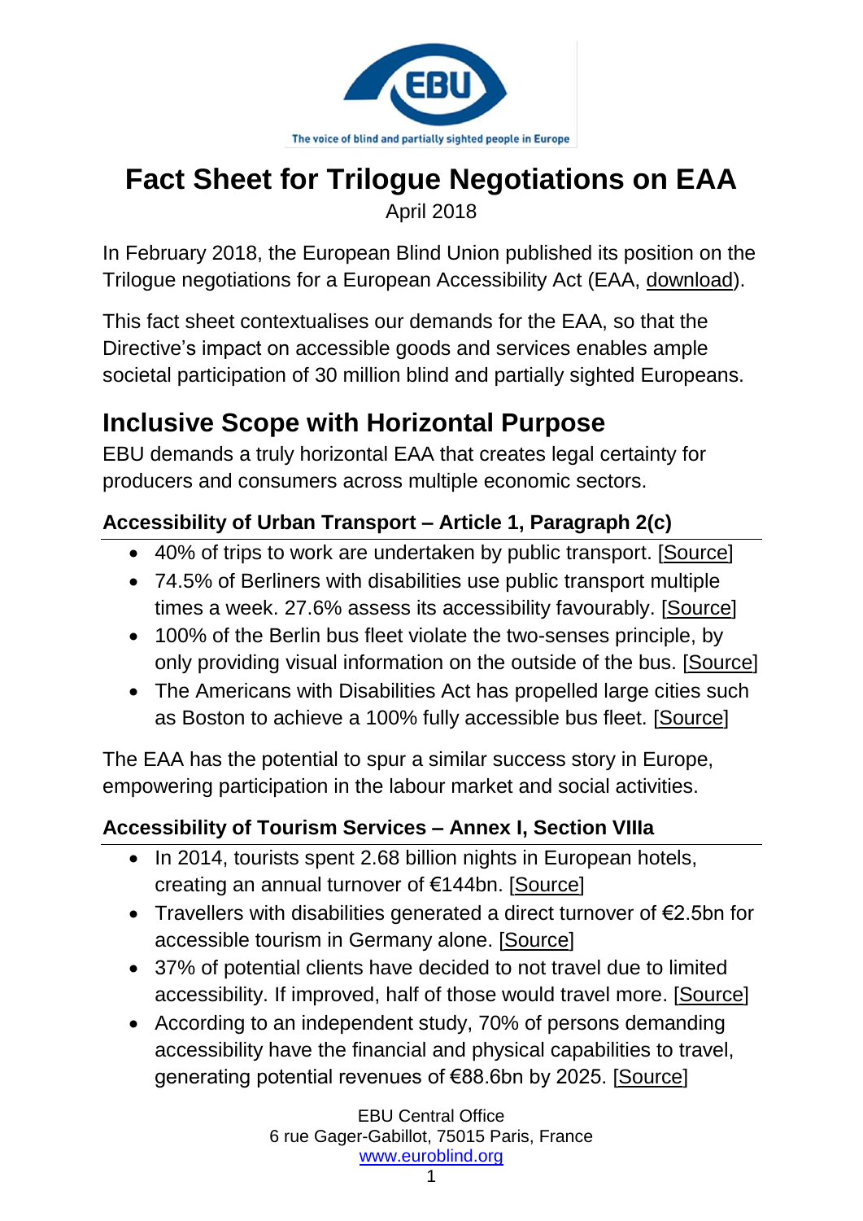The voice of blind and partially sighted people in Europe

# Fact Sheet for Trilogue Negotiations on EAA

April 2018

In February 2018, the European Blind Union published its position on the Trilogue negotiations for a European Accessibility Act (EAA, download).

This fact sheet contextualises our demands for the EAA, so that the Directive's impact on accessible goods and services enables ample societal participation of 30 million blind and partially sighted Europeans.

## Inclusive Scope with Horizontal Purpose

EBU demands a truly horizontal EAA that creates legal certainty for producers and consumers across multiple economic sectors.

### Accessibility of Urban Transport – Article 1, Paragraph 2(c)

- 40% of trips to work are undertaken by public transport. [Source]
- 74.5% of Berliners with disabilities use public transport multiple times a week. 27.6% assess its accessibility favourably. [Source]
- 100% of the Berlin bus fleet violate the two-senses principle, by only providing visual information on the outside of the bus. [Source]
- The Americans with Disabilities Act has propelled large cities such as Boston to achieve a 100% fully accessible bus fleet. [Source]

The EAA has the potential to spur a similar success story in Europe, empowering participation in the labour market and social activities.

### Accessibility of Tourism Services – Annex I, Section VIIIa

- In 2014, tourists spent 2.68 billion nights in European hotels, creating an annual turnover of €144bn. [Source]
- Travellers with disabilities generated a direct turnover of €2.5bn for accessible tourism in Germany alone. [Source]
- 37% of potential clients have decided to not travel due to limited accessibility. If improved, half of those would travel more. [Source]
- According to an independent study, 70% of persons demanding accessibility have the financial and physical capabilities to travel, generating potential revenues of €88.6bn by 2025. [Source]

EBU Central Office
6 rue Gager-Gabillot, 75015 Paris, France
www.euroblind.org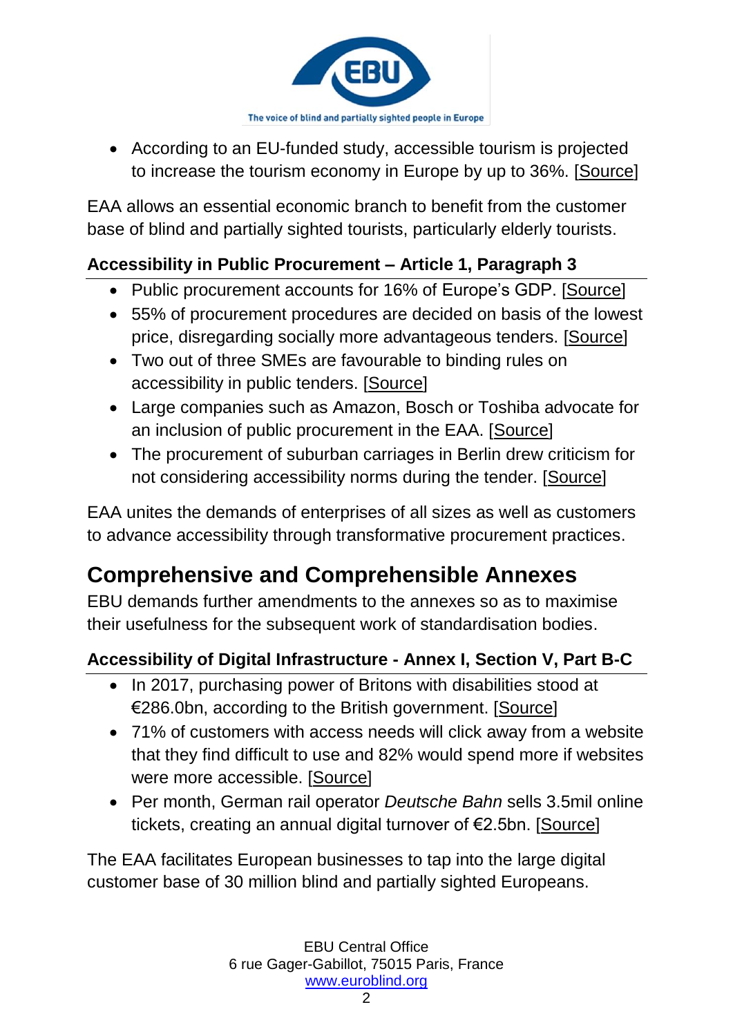- According to an EU-funded study, accessible tourism is projected to increase the tourism economy in Europe by up to 36%. [Source]

EAA allows an essential economic branch to benefit from the customer base of blind and partially sighted tourists, particularly elderly tourists.

### Accessibility in Public Procurement – Article 1, Paragraph 3

- Public procurement accounts for 16% of Europe's GDP. [Source]
- 55% of procurement procedures are decided on basis of the lowest price, disregarding socially more advantageous tenders. [Source]
- Two out of three SMEs are favourable to binding rules on accessibility in public tenders. [Source]
- Large companies such as Amazon, Bosch or Toshiba advocate for an inclusion of public procurement in the EAA. [Source]
- The procurement of suburban carriages in Berlin drew criticism for not considering accessibility norms during the tender. [Source]

EAA unites the demands of enterprises of all sizes as well as customers to advance accessibility through transformative procurement practices.

## Comprehensive and Comprehensible Annexes

EBU demands further amendments to the annexes so as to maximise their usefulness for the subsequent work of standardisation bodies.

### Accessibility of Digital Infrastructure - Annex I, Section V, Part B-C

- In 2017, purchasing power of Britons with disabilities stood at €286.0bn, according to the British government. [Source]
- 71% of customers with access needs will click away from a website that they find difficult to use and 82% would spend more if websites were more accessible. [Source]
- Per month, German rail operator *Deutsche Bahn* sells 3.5mil online tickets, creating an annual digital turnover of €2.5bn. [Source]

The EAA facilitates European businesses to tap into the large digital customer base of 30 million blind and partially sighted Europeans.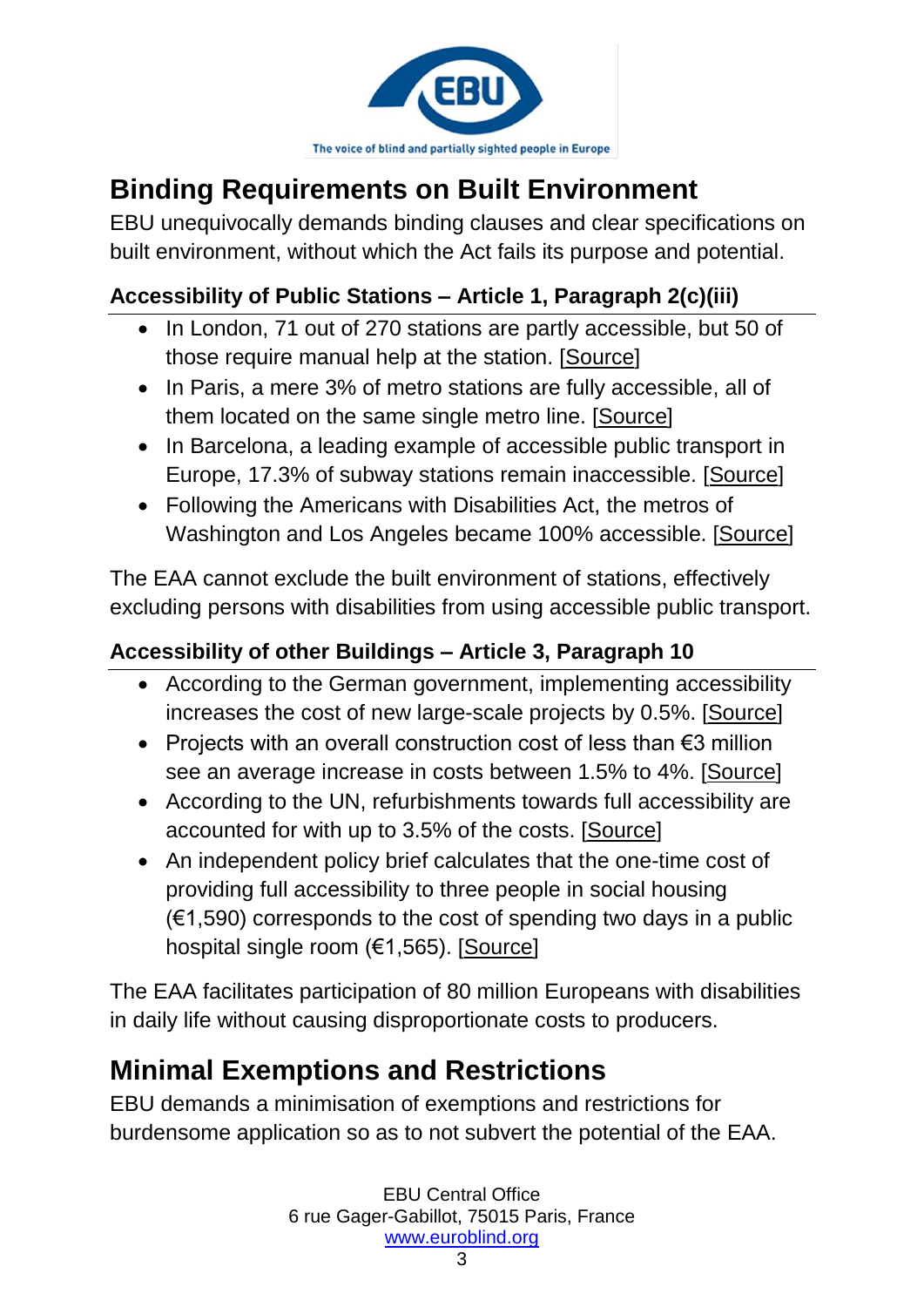## Binding Requirements on Built Environment

EBU unequivocally demands binding clauses and clear specifications on built environment, without which the Act fails its purpose and potential.

### Accessibility of Public Stations – Article 1, Paragraph 2(c)(iii)

- In London, 71 out of 270 stations are partly accessible, but 50 of those require manual help at the station. [Source]
- In Paris, a mere 3% of metro stations are fully accessible, all of them located on the same single metro line. [Source]
- In Barcelona, a leading example of accessible public transport in Europe, 17.3% of subway stations remain inaccessible. [Source]
- Following the Americans with Disabilities Act, the metros of Washington and Los Angeles became 100% accessible. [Source]

The EAA cannot exclude the built environment of stations, effectively excluding persons with disabilities from using accessible public transport.

### Accessibility of other Buildings – Article 3, Paragraph 10

- According to the German government, implementing accessibility increases the cost of new large-scale projects by 0.5%. [Source]
- Projects with an overall construction cost of less than €3 million see an average increase in costs between 1.5% to 4%. [Source]
- According to the UN, refurbishments towards full accessibility are accounted for with up to 3.5% of the costs. [Source]
- An independent policy brief calculates that the one-time cost of providing full accessibility to three people in social housing (€1,590) corresponds to the cost of spending two days in a public hospital single room (€1,565). [Source]

The EAA facilitates participation of 80 million Europeans with disabilities in daily life without causing disproportionate costs to producers.

## Minimal Exemptions and Restrictions

EBU demands a minimisation of exemptions and restrictions for burdensome application so as to not subvert the potential of the EAA.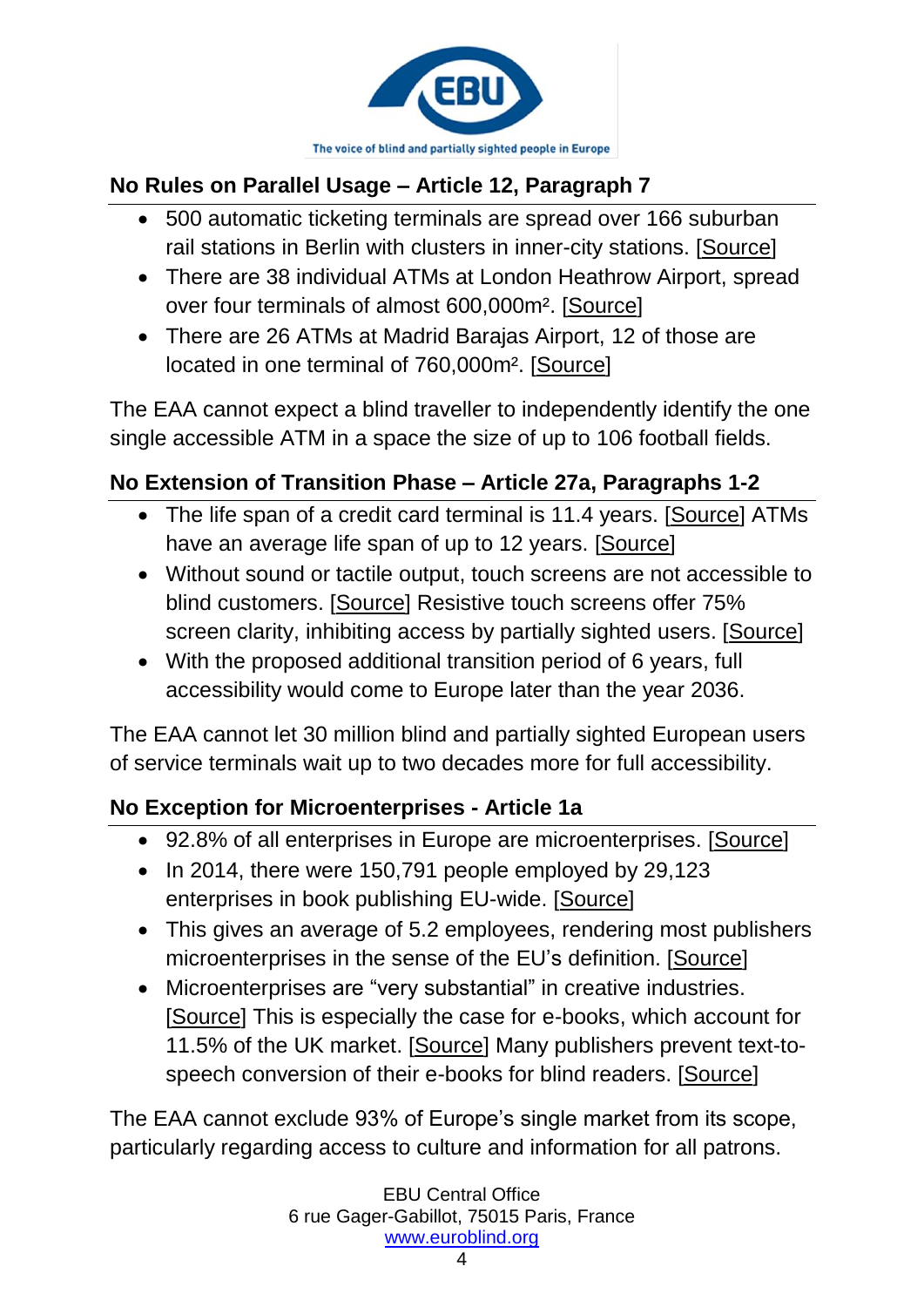The voice of blind and partially sighted people in Europe

## No Rules on Parallel Usage – Article 12, Paragraph 7

- 500 automatic ticketing terminals are spread over 166 suburban rail stations in Berlin with clusters in inner-city stations. [Source]
- There are 38 individual ATMs at London Heathrow Airport, spread over four terminals of almost 600,000m². [Source]
- There are 26 ATMs at Madrid Barajas Airport, 12 of those are located in one terminal of 760,000m². [Source]

The EAA cannot expect a blind traveller to independently identify the one single accessible ATM in a space the size of up to 106 football fields.

## No Extension of Transition Phase – Article 27a, Paragraphs 1-2

- The life span of a credit card terminal is 11.4 years. [Source] ATMs have an average life span of up to 12 years. [Source]
- Without sound or tactile output, touch screens are not accessible to blind customers. [Source] Resistive touch screens offer 75% screen clarity, inhibiting access by partially sighted users. [Source]
- With the proposed additional transition period of 6 years, full accessibility would come to Europe later than the year 2036.

The EAA cannot let 30 million blind and partially sighted European users of service terminals wait up to two decades more for full accessibility.

## No Exception for Microenterprises - Article 1a

- 92.8% of all enterprises in Europe are microenterprises. [Source]
- In 2014, there were 150,791 people employed by 29,123 enterprises in book publishing EU-wide. [Source]
- This gives an average of 5.2 employees, rendering most publishers microenterprises in the sense of the EU's definition. [Source]
- Microenterprises are "very substantial" in creative industries. [Source] This is especially the case for e-books, which account for 11.5% of the UK market. [Source] Many publishers prevent text-to-speech conversion of their e-books for blind readers. [Source]

The EAA cannot exclude 93% of Europe's single market from its scope, particularly regarding access to culture and information for all patrons.

EBU Central Office
6 rue Gager-Gabillot, 75015 Paris, France
www.euroblind.org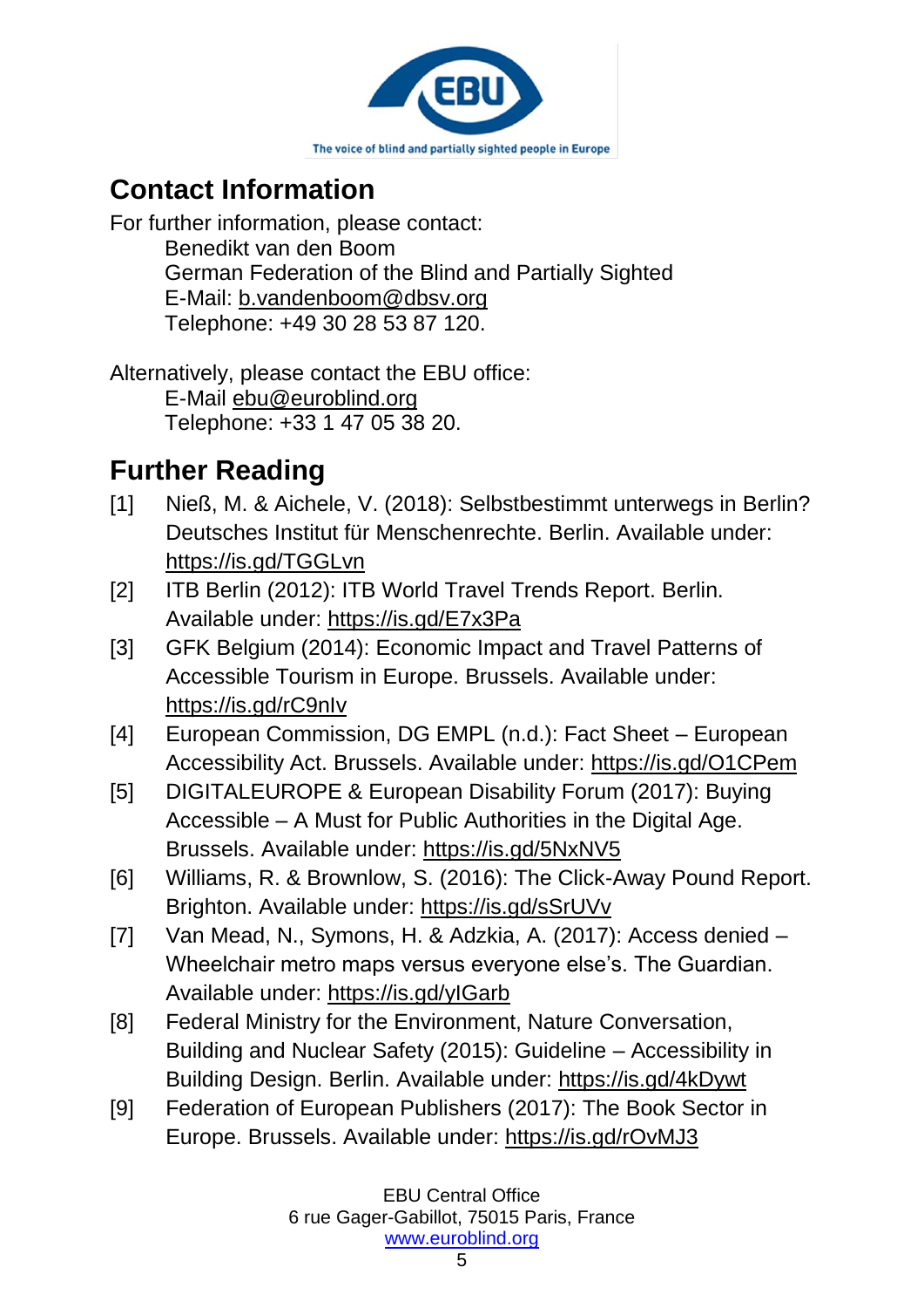## Contact Information

For further information, please contact:

Benedikt van den Boom
German Federation of the Blind and Partially Sighted
E-Mail: b.vandenboom@dbsv.org
Telephone: +49 30 28 53 87 120.

Alternatively, please contact the EBU office:

E-Mail ebu@euroblind.org
Telephone: +33 1 47 05 38 20.

## Further Reading

[1] Nieß, M. & Aichele, V. (2018): Selbstbestimmt unterwegs in Berlin? Deutsches Institut für Menschenrechte. Berlin. Available under: https://is.gd/TGGLvn

[2] ITB Berlin (2012): ITB World Travel Trends Report. Berlin. Available under: https://is.gd/E7x3Pa

[3] GFK Belgium (2014): Economic Impact and Travel Patterns of Accessible Tourism in Europe. Brussels. Available under: https://is.gd/rC9nlv

[4] European Commission, DG EMPL (n.d.): Fact Sheet – European Accessibility Act. Brussels. Available under: https://is.gd/O1CPem

[5] DIGITALEUROPE & European Disability Forum (2017): Buying Accessible – A Must for Public Authorities in the Digital Age. Brussels. Available under: https://is.gd/5NxNV5

[6] Williams, R. & Brownlow, S. (2016): The Click-Away Pound Report. Brighton. Available under: https://is.gd/sSrUVv

[7] Van Mead, N., Symons, H. & Adzkia, A. (2017): Access denied – Wheelchair metro maps versus everyone else's. The Guardian. Available under: https://is.gd/ylGarb

[8] Federal Ministry for the Environment, Nature Conversation, Building and Nuclear Safety (2015): Guideline – Accessibility in Building Design. Berlin. Available under: https://is.gd/4kDywt

[9] Federation of European Publishers (2017): The Book Sector in Europe. Brussels. Available under: https://is.gd/rOvMJ3

EBU Central Office
6 rue Gager-Gabillot, 75015 Paris, France
www.euroblind.org